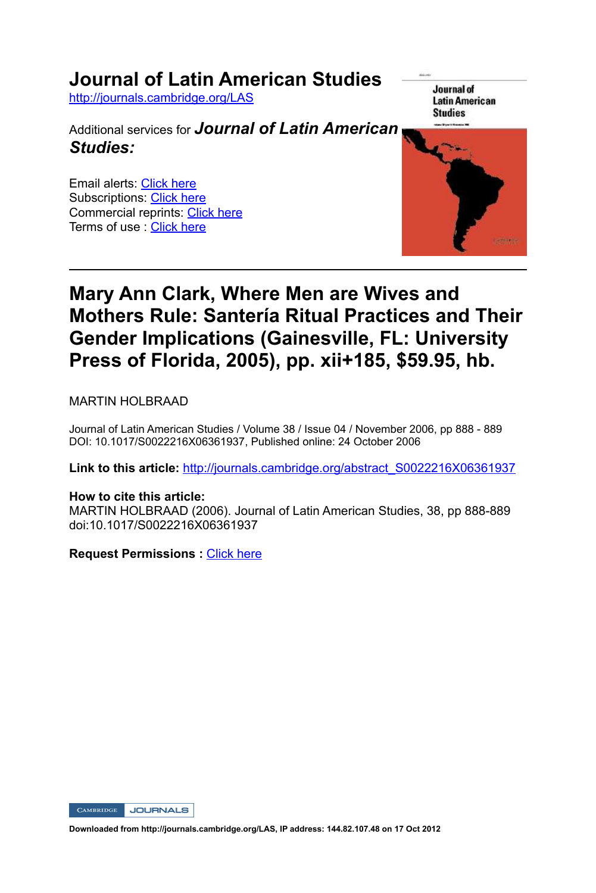# Journal of Latin American Studies

http://journals.cambridge.org/LAS

Additional services for ***Journal of Latin American Studies:***

Email alerts: Click here
Subscriptions: Click here
Commercial reprints: Click here
Terms of use : Click here

## Mary Ann Clark, Where Men are Wives and Mothers Rule: Santería Ritual Practices and Their Gender Implications (Gainesville, FL: University Press of Florida, 2005), pp. xii+185, $59.95, hb.

MARTIN HOLBRAAD

Journal of Latin American Studies / Volume 38 / Issue 04 / November 2006, pp 888 - 889
DOI: 10.1017/S0022216X06361937, Published online: 24 October 2006

**Link to this article:** http://journals.cambridge.org/abstract_S0022216X06361937

**How to cite this article:**
MARTIN HOLBRAAD (2006). Journal of Latin American Studies, 38, pp 888-889 doi:10.1017/S0022216X06361937

**Request Permissions :** Click here

**Downloaded from http://journals.cambridge.org/LAS, IP address: 144.82.107.48 on 17 Oct 2012**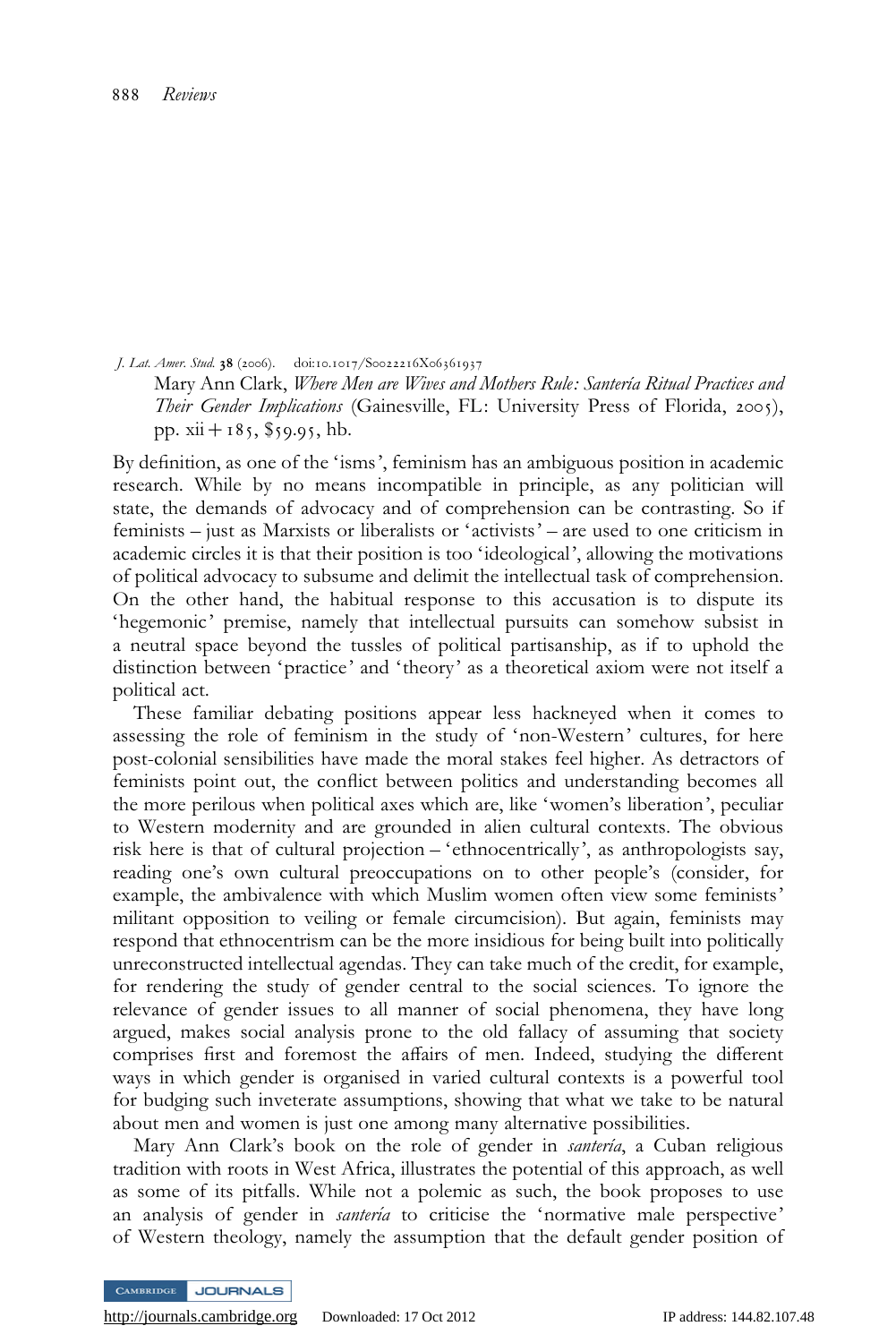*J. Lat. Amer. Stud.* **38** (2006). doi:10.1017/S0022216X06361937

Mary Ann Clark, *Where Men are Wives and Mothers Rule: Santería Ritual Practices and Their Gender Implications* (Gainesville, FL: University Press of Florida, 2005), pp. xii + 185, $59.95, hb.

By definition, as one of the 'isms', feminism has an ambiguous position in academic research. While by no means incompatible in principle, as any politician will state, the demands of advocacy and of comprehension can be contrasting. So if feminists – just as Marxists or liberalists or 'activists' – are used to one criticism in academic circles it is that their position is too 'ideological', allowing the motivations of political advocacy to subsume and delimit the intellectual task of comprehension. On the other hand, the habitual response to this accusation is to dispute its 'hegemonic' premise, namely that intellectual pursuits can somehow subsist in a neutral space beyond the tussles of political partisanship, as if to uphold the distinction between 'practice' and 'theory' as a theoretical axiom were not itself a political act.

These familiar debating positions appear less hackneyed when it comes to assessing the role of feminism in the study of 'non-Western' cultures, for here post-colonial sensibilities have made the moral stakes feel higher. As detractors of feminists point out, the conflict between politics and understanding becomes all the more perilous when political axes which are, like 'women's liberation', peculiar to Western modernity and are grounded in alien cultural contexts. The obvious risk here is that of cultural projection – 'ethnocentrically', as anthropologists say, reading one's own cultural preoccupations on to other people's (consider, for example, the ambivalence with which Muslim women often view some feminists' militant opposition to veiling or female circumcision). But again, feminists may respond that ethnocentrism can be the more insidious for being built into politically unreconstructed intellectual agendas. They can take much of the credit, for example, for rendering the study of gender central to the social sciences. To ignore the relevance of gender issues to all manner of social phenomena, they have long argued, makes social analysis prone to the old fallacy of assuming that society comprises first and foremost the affairs of men. Indeed, studying the different ways in which gender is organised in varied cultural contexts is a powerful tool for budging such inveterate assumptions, showing that what we take to be natural about men and women is just one among many alternative possibilities.

Mary Ann Clark's book on the role of gender in *santería*, a Cuban religious tradition with roots in West Africa, illustrates the potential of this approach, as well as some of its pitfalls. While not a polemic as such, the book proposes to use an analysis of gender in *santería* to criticise the 'normative male perspective' of Western theology, namely the assumption that the default gender position of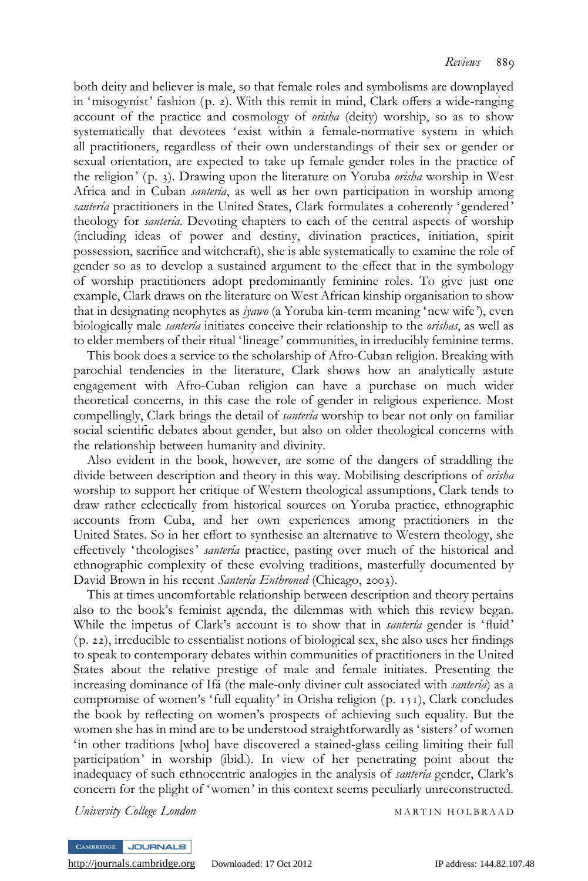both deity and believer is male, so that female roles and symbolisms are downplayed in 'misogynist' fashion (p. 2). With this remit in mind, Clark offers a wide-ranging account of the practice and cosmology of *orisha* (deity) worship, so as to show systematically that devotees 'exist within a female-normative system in which all practitioners, regardless of their own understandings of their sex or gender or sexual orientation, are expected to take up female gender roles in the practice of the religion' (p. 3). Drawing upon the literature on Yoruba *orisha* worship in West Africa and in Cuban *santería*, as well as her own participation in worship among *santería* practitioners in the United States, Clark formulates a coherently 'gendered' theology for *santería*. Devoting chapters to each of the central aspects of worship (including ideas of power and destiny, divination practices, initiation, spirit possession, sacrifice and witchcraft), she is able systematically to examine the role of gender so as to develop a sustained argument to the effect that in the symbology of worship practitioners adopt predominantly feminine roles. To give just one example, Clark draws on the literature on West African kinship organisation to show that in designating neophytes as *iyawo* (a Yoruba kin-term meaning 'new wife'), even biologically male *santería* initiates conceive their relationship to the *orishas*, as well as to elder members of their ritual 'lineage' communities, in irreducibly feminine terms.

This book does a service to the scholarship of Afro-Cuban religion. Breaking with parochial tendencies in the literature, Clark shows how an analytically astute engagement with Afro-Cuban religion can have a purchase on much wider theoretical concerns, in this case the role of gender in religious experience. Most compellingly, Clark brings the detail of *santería* worship to bear not only on familiar social scientific debates about gender, but also on older theological concerns with the relationship between humanity and divinity.

Also evident in the book, however, are some of the dangers of straddling the divide between description and theory in this way. Mobilising descriptions of *orisha* worship to support her critique of Western theological assumptions, Clark tends to draw rather eclectically from historical sources on Yoruba practice, ethnographic accounts from Cuba, and her own experiences among practitioners in the United States. So in her effort to synthesise an alternative to Western theology, she effectively 'theologises' *santería* practice, pasting over much of the historical and ethnographic complexity of these evolving traditions, masterfully documented by David Brown in his recent *Santería Enthroned* (Chicago, 2003).

This at times uncomfortable relationship between description and theory pertains also to the book's feminist agenda, the dilemmas with which this review began. While the impetus of Clark's account is to show that in *santería* gender is 'fluid' (p. 22), irreducible to essentialist notions of biological sex, she also uses her findings to speak to contemporary debates within communities of practitioners in the United States about the relative prestige of male and female initiates. Presenting the increasing dominance of Ifá (the male-only diviner cult associated with *santería*) as a compromise of women's 'full equality' in Orisha religion (p. 151), Clark concludes the book by reflecting on women's prospects of achieving such equality. But the women she has in mind are to be understood straightforwardly as 'sisters' of women 'in other traditions [who] have discovered a stained-glass ceiling limiting their full participation' in worship (ibid.). In view of her penetrating point about the inadequacy of such ethnocentric analogies in the analysis of *santería* gender, Clark's concern for the plight of 'women' in this context seems peculiarly unreconstructed.

*University College London* — MARTIN HOLBRAAD